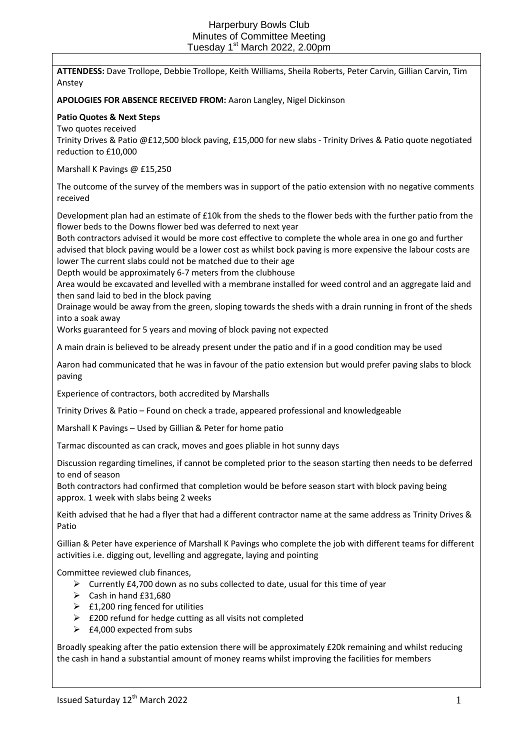# Harperbury Bowls Club
## Minutes of Committee Meeting
### Tuesday 1st March 2022, 2.00pm

**ATTENDESS:** Dave Trollope, Debbie Trollope, Keith Williams, Sheila Roberts, Peter Carvin, Gillian Carvin, Tim Anstey

**APOLOGIES FOR ABSENCE RECEIVED FROM:** Aaron Langley, Nigel Dickinson

**Patio Quotes & Next Steps**

Two quotes received

Trinity Drives & Patio @£12,500 block paving, £15,000 for new slabs - Trinity Drives & Patio quote negotiated reduction to £10,000

Marshall K Pavings @ £15,250

The outcome of the survey of the members was in support of the patio extension with no negative comments received

Development plan had an estimate of £10k from the sheds to the flower beds with the further patio from the flower beds to the Downs flower bed was deferred to next year

Both contractors advised it would be more cost effective to complete the whole area in one go and further advised that block paving would be a lower cost as whilst bock paving is more expensive the labour costs are lower The current slabs could not be matched due to their age

Depth would be approximately 6-7 meters from the clubhouse

Area would be excavated and levelled with a membrane installed for weed control and an aggregate laid and then sand laid to bed in the block paving

Drainage would be away from the green, sloping towards the sheds with a drain running in front of the sheds into a soak away

Works guaranteed for 5 years and moving of block paving not expected

A main drain is believed to be already present under the patio and if in a good condition may be used

Aaron had communicated that he was in favour of the patio extension but would prefer paving slabs to block paving

Experience of contractors, both accredited by Marshalls

Trinity Drives & Patio – Found on check a trade, appeared professional and knowledgeable

Marshall K Pavings – Used by Gillian & Peter for home patio

Tarmac discounted as can crack, moves and goes pliable in hot sunny days

Discussion regarding timelines, if cannot be completed prior to the season starting then needs to be deferred to end of season

Both contractors had confirmed that completion would be before season start with block paving being approx. 1 week with slabs being 2 weeks

Keith advised that he had a flyer that had a different contractor name at the same address as Trinity Drives & Patio

Gillian & Peter have experience of Marshall K Pavings who complete the job with different teams for different activities i.e. digging out, levelling and aggregate, laying and pointing

Committee reviewed club finances,

- Currently £4,700 down as no subs collected to date, usual for this time of year
- Cash in hand £31,680
- £1,200 ring fenced for utilities
- £200 refund for hedge cutting as all visits not completed
- £4,000 expected from subs

Broadly speaking after the patio extension there will be approximately £20k remaining and whilst reducing the cash in hand a substantial amount of money reams whilst improving the facilities for members

Issued Saturday 12th March 2022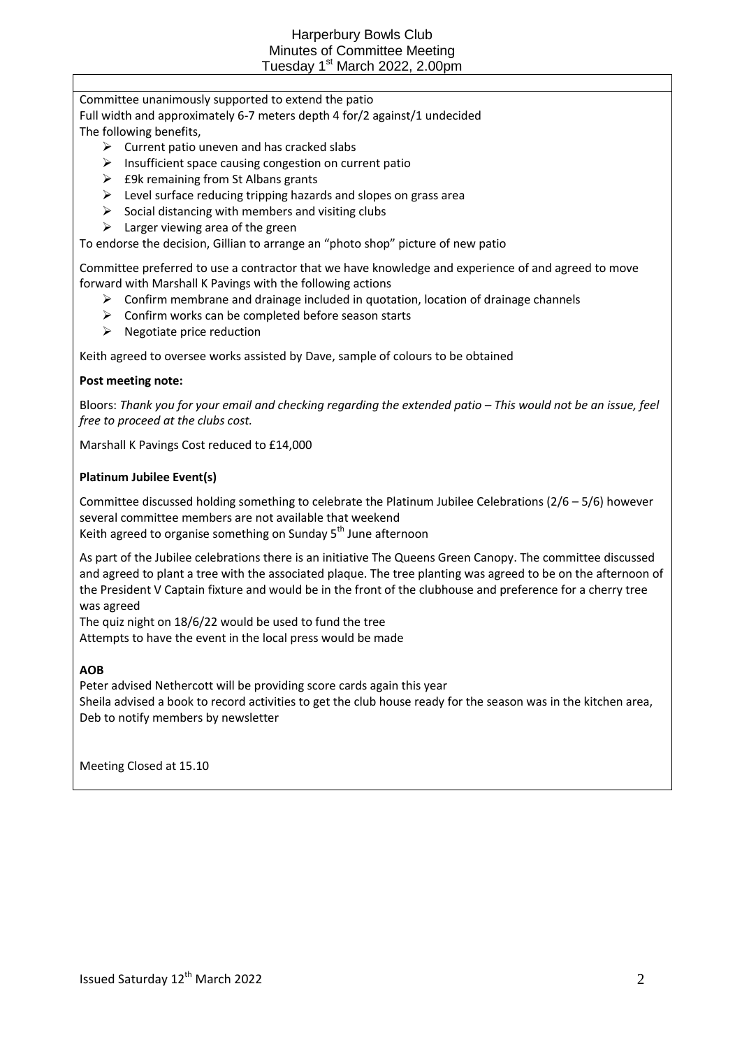Committee unanimously supported to extend the patio
Full width and approximately 6-7 meters depth 4 for/2 against/1 undecided
The following benefits,

- Current patio uneven and has cracked slabs
- Insufficient space causing congestion on current patio
- £9k remaining from St Albans grants
- Level surface reducing tripping hazards and slopes on grass area
- Social distancing with members and visiting clubs
- Larger viewing area of the green

To endorse the decision, Gillian to arrange an "photo shop" picture of new patio

Committee preferred to use a contractor that we have knowledge and experience of and agreed to move forward with Marshall K Pavings with the following actions

- Confirm membrane and drainage included in quotation, location of drainage channels
- Confirm works can be completed before season starts
- Negotiate price reduction

Keith agreed to oversee works assisted by Dave, sample of colours to be obtained

**Post meeting note:**

Bloors: *Thank you for your email and checking regarding the extended patio – This would not be an issue, feel free to proceed at the clubs cost.*

Marshall K Pavings Cost reduced to £14,000

**Platinum Jubilee Event(s)**

Committee discussed holding something to celebrate the Platinum Jubilee Celebrations (2/6 – 5/6) however several committee members are not available that weekend
Keith agreed to organise something on Sunday 5th June afternoon

As part of the Jubilee celebrations there is an initiative The Queens Green Canopy. The committee discussed and agreed to plant a tree with the associated plaque. The tree planting was agreed to be on the afternoon of the President V Captain fixture and would be in the front of the clubhouse and preference for a cherry tree was agreed
The quiz night on 18/6/22 would be used to fund the tree
Attempts to have the event in the local press would be made

**AOB**
Peter advised Nethercott will be providing score cards again this year
Sheila advised a book to record activities to get the club house ready for the season was in the kitchen area, Deb to notify members by newsletter

Meeting Closed at 15.10

Issued Saturday 12th March 2022